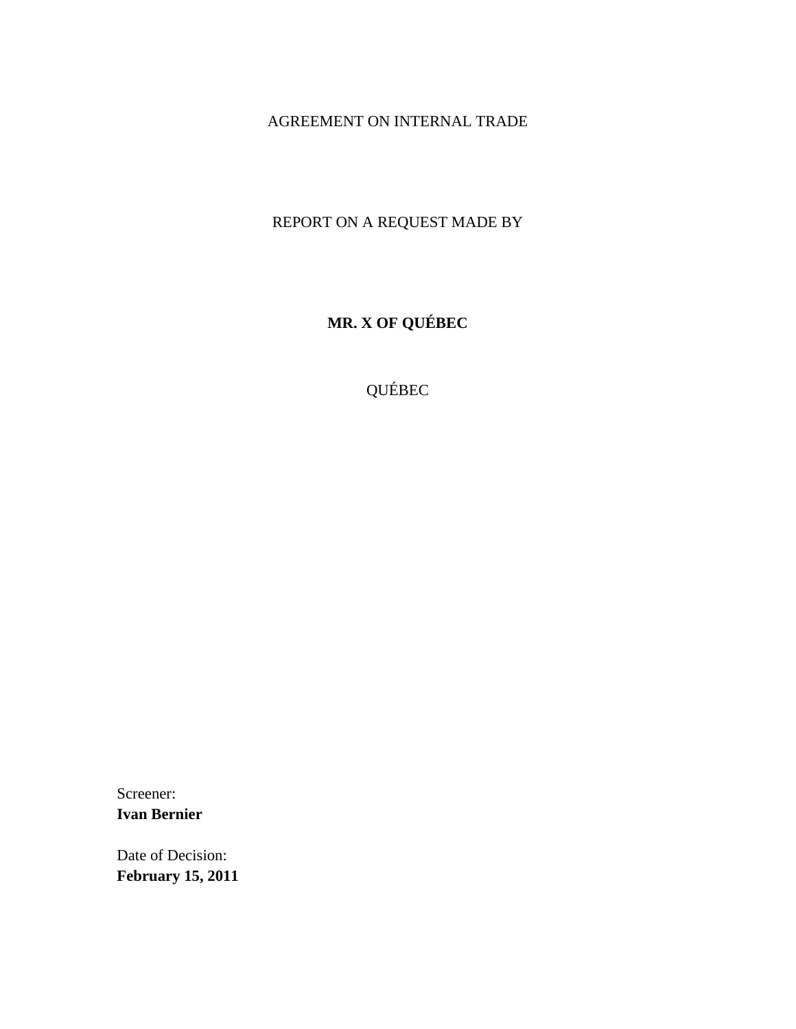AGREEMENT ON INTERNAL TRADE

REPORT ON A REQUEST MADE BY

**MR. X OF QUÉBEC**

QUÉBEC

Screener:
**Ivan Bernier**

Date of Decision:
**February 15, 2011**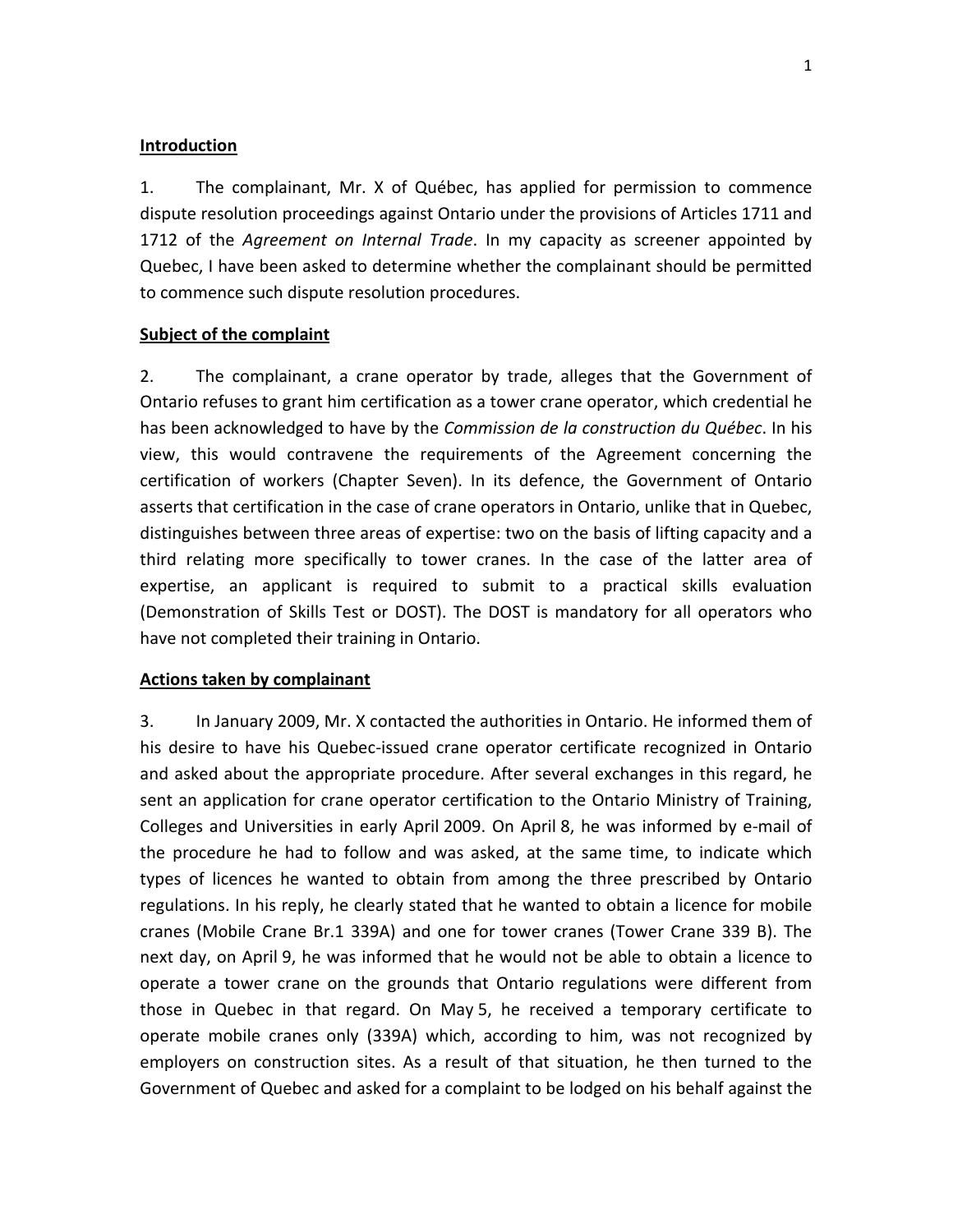## Introduction

1. The complainant, Mr. X of Québec, has applied for permission to commence dispute resolution proceedings against Ontario under the provisions of Articles 1711 and 1712 of the *Agreement on Internal Trade*. In my capacity as screener appointed by Quebec, I have been asked to determine whether the complainant should be permitted to commence such dispute resolution procedures.

## Subject of the complaint

2. The complainant, a crane operator by trade, alleges that the Government of Ontario refuses to grant him certification as a tower crane operator, which credential he has been acknowledged to have by the *Commission de la construction du Québec*. In his view, this would contravene the requirements of the Agreement concerning the certification of workers (Chapter Seven). In its defence, the Government of Ontario asserts that certification in the case of crane operators in Ontario, unlike that in Quebec, distinguishes between three areas of expertise: two on the basis of lifting capacity and a third relating more specifically to tower cranes. In the case of the latter area of expertise, an applicant is required to submit to a practical skills evaluation (Demonstration of Skills Test or DOST). The DOST is mandatory for all operators who have not completed their training in Ontario.

## Actions taken by complainant

3. In January 2009, Mr. X contacted the authorities in Ontario. He informed them of his desire to have his Quebec-issued crane operator certificate recognized in Ontario and asked about the appropriate procedure. After several exchanges in this regard, he sent an application for crane operator certification to the Ontario Ministry of Training, Colleges and Universities in early April 2009. On April 8, he was informed by e-mail of the procedure he had to follow and was asked, at the same time, to indicate which types of licences he wanted to obtain from among the three prescribed by Ontario regulations. In his reply, he clearly stated that he wanted to obtain a licence for mobile cranes (Mobile Crane Br.1 339A) and one for tower cranes (Tower Crane 339 B). The next day, on April 9, he was informed that he would not be able to obtain a licence to operate a tower crane on the grounds that Ontario regulations were different from those in Quebec in that regard. On May 5, he received a temporary certificate to operate mobile cranes only (339A) which, according to him, was not recognized by employers on construction sites. As a result of that situation, he then turned to the Government of Quebec and asked for a complaint to be lodged on his behalf against the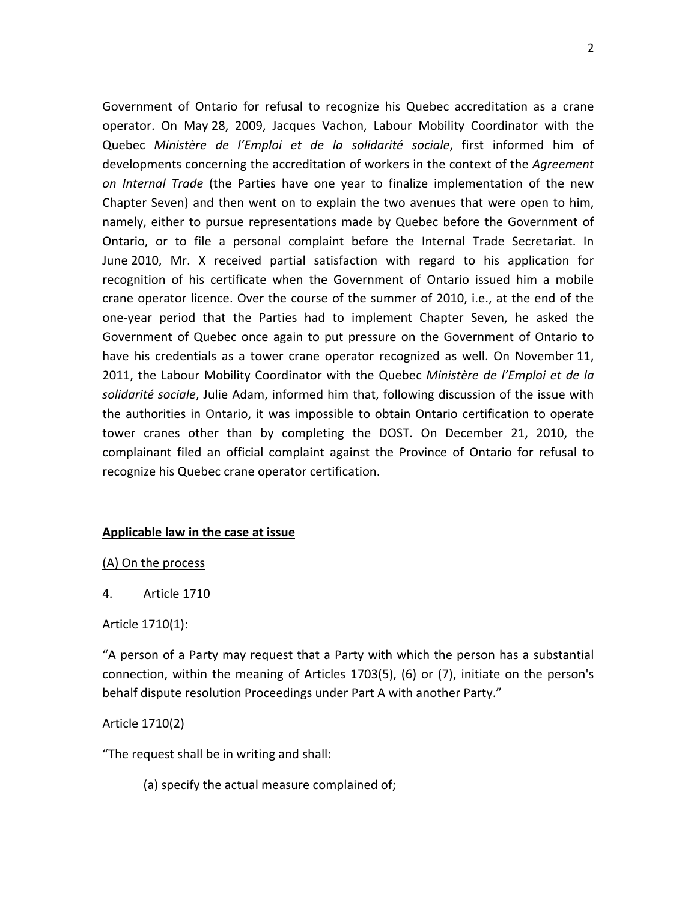Government of Ontario for refusal to recognize his Quebec accreditation as a crane operator. On May 28, 2009, Jacques Vachon, Labour Mobility Coordinator with the Quebec *Ministère de l'Emploi et de la solidarité sociale*, first informed him of developments concerning the accreditation of workers in the context of the *Agreement on Internal Trade* (the Parties have one year to finalize implementation of the new Chapter Seven) and then went on to explain the two avenues that were open to him, namely, either to pursue representations made by Quebec before the Government of Ontario, or to file a personal complaint before the Internal Trade Secretariat. In June 2010, Mr. X received partial satisfaction with regard to his application for recognition of his certificate when the Government of Ontario issued him a mobile crane operator licence. Over the course of the summer of 2010, i.e., at the end of the one-year period that the Parties had to implement Chapter Seven, he asked the Government of Quebec once again to put pressure on the Government of Ontario to have his credentials as a tower crane operator recognized as well. On November 11, 2011, the Labour Mobility Coordinator with the Quebec *Ministère de l'Emploi et de la solidarité sociale*, Julie Adam, informed him that, following discussion of the issue with the authorities in Ontario, it was impossible to obtain Ontario certification to operate tower cranes other than by completing the DOST. On December 21, 2010, the complainant filed an official complaint against the Province of Ontario for refusal to recognize his Quebec crane operator certification.

## Applicable law in the case at issue

### (A) On the process

4. Article 1710

Article 1710(1):

"A person of a Party may request that a Party with which the person has a substantial connection, within the meaning of Articles 1703(5), (6) or (7), initiate on the person's behalf dispute resolution Proceedings under Part A with another Party."

Article 1710(2)

"The request shall be in writing and shall:

(a) specify the actual measure complained of;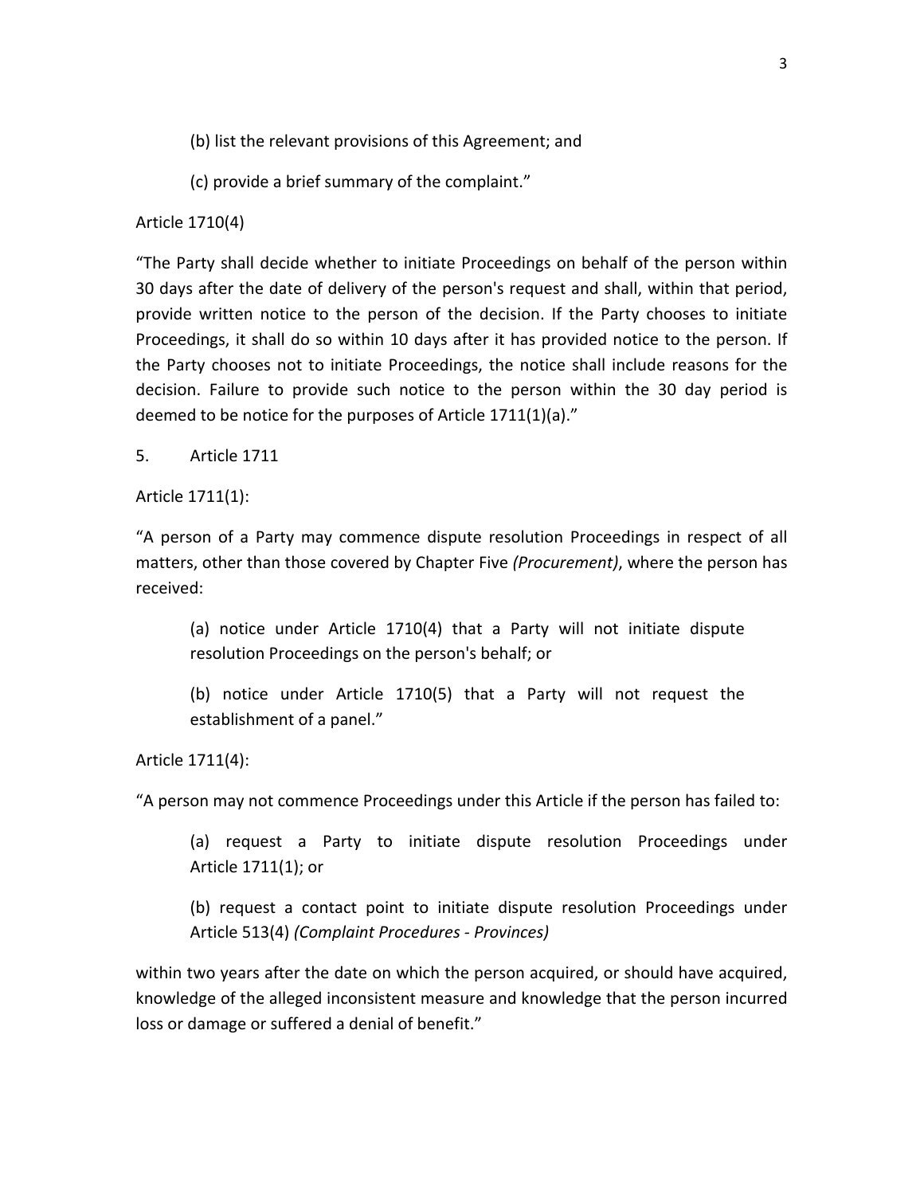> (b) list the relevant provisions of this Agreement; and
>
> (c) provide a brief summary of the complaint."

Article 1710(4)

"The Party shall decide whether to initiate Proceedings on behalf of the person within 30 days after the date of delivery of the person's request and shall, within that period, provide written notice to the person of the decision. If the Party chooses to initiate Proceedings, it shall do so within 10 days after it has provided notice to the person. If the Party chooses not to initiate Proceedings, the notice shall include reasons for the decision. Failure to provide such notice to the person within the 30 day period is deemed to be notice for the purposes of Article 1711(1)(a)."

5. Article 1711

Article 1711(1):

"A person of a Party may commence dispute resolution Proceedings in respect of all matters, other than those covered by Chapter Five *(Procurement)*, where the person has received:

> (a) notice under Article 1710(4) that a Party will not initiate dispute resolution Proceedings on the person's behalf; or
>
> (b) notice under Article 1710(5) that a Party will not request the establishment of a panel."

Article 1711(4):

"A person may not commence Proceedings under this Article if the person has failed to:

> (a) request a Party to initiate dispute resolution Proceedings under Article 1711(1); or
>
> (b) request a contact point to initiate dispute resolution Proceedings under Article 513(4) *(Complaint Procedures - Provinces)*

within two years after the date on which the person acquired, or should have acquired, knowledge of the alleged inconsistent measure and knowledge that the person incurred loss or damage or suffered a denial of benefit."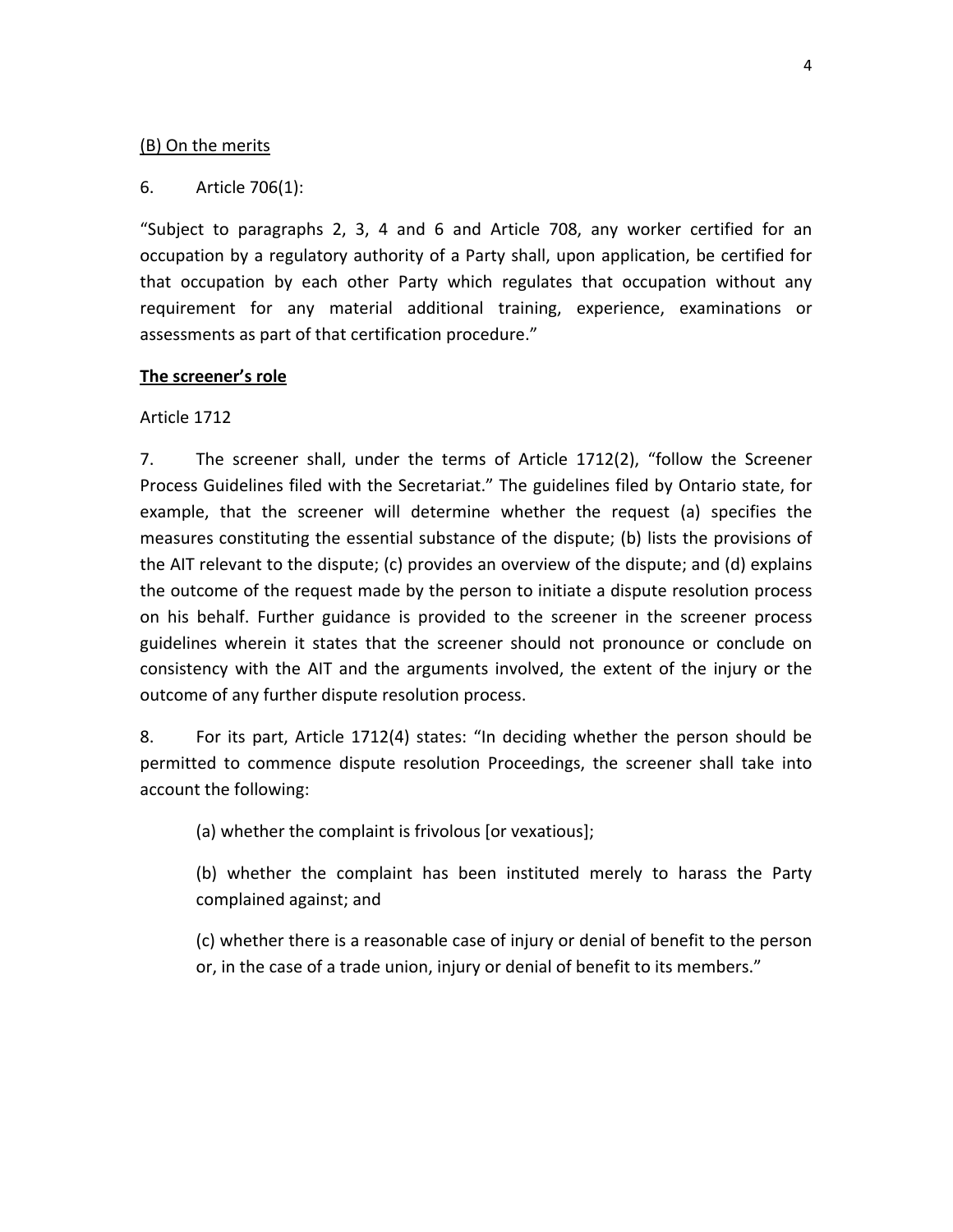(B) On the merits

6. Article 706(1):

"Subject to paragraphs 2, 3, 4 and 6 and Article 708, any worker certified for an occupation by a regulatory authority of a Party shall, upon application, be certified for that occupation by each other Party which regulates that occupation without any requirement for any material additional training, experience, examinations or assessments as part of that certification procedure."

**The screener's role**

Article 1712

7. The screener shall, under the terms of Article 1712(2), "follow the Screener Process Guidelines filed with the Secretariat." The guidelines filed by Ontario state, for example, that the screener will determine whether the request (a) specifies the measures constituting the essential substance of the dispute; (b) lists the provisions of the AIT relevant to the dispute; (c) provides an overview of the dispute; and (d) explains the outcome of the request made by the person to initiate a dispute resolution process on his behalf. Further guidance is provided to the screener in the screener process guidelines wherein it states that the screener should not pronounce or conclude on consistency with the AIT and the arguments involved, the extent of the injury or the outcome of any further dispute resolution process.

8. For its part, Article 1712(4) states: "In deciding whether the person should be permitted to commence dispute resolution Proceedings, the screener shall take into account the following:

> (a) whether the complaint is frivolous [or vexatious];
>
> (b) whether the complaint has been instituted merely to harass the Party complained against; and
>
> (c) whether there is a reasonable case of injury or denial of benefit to the person or, in the case of a trade union, injury or denial of benefit to its members."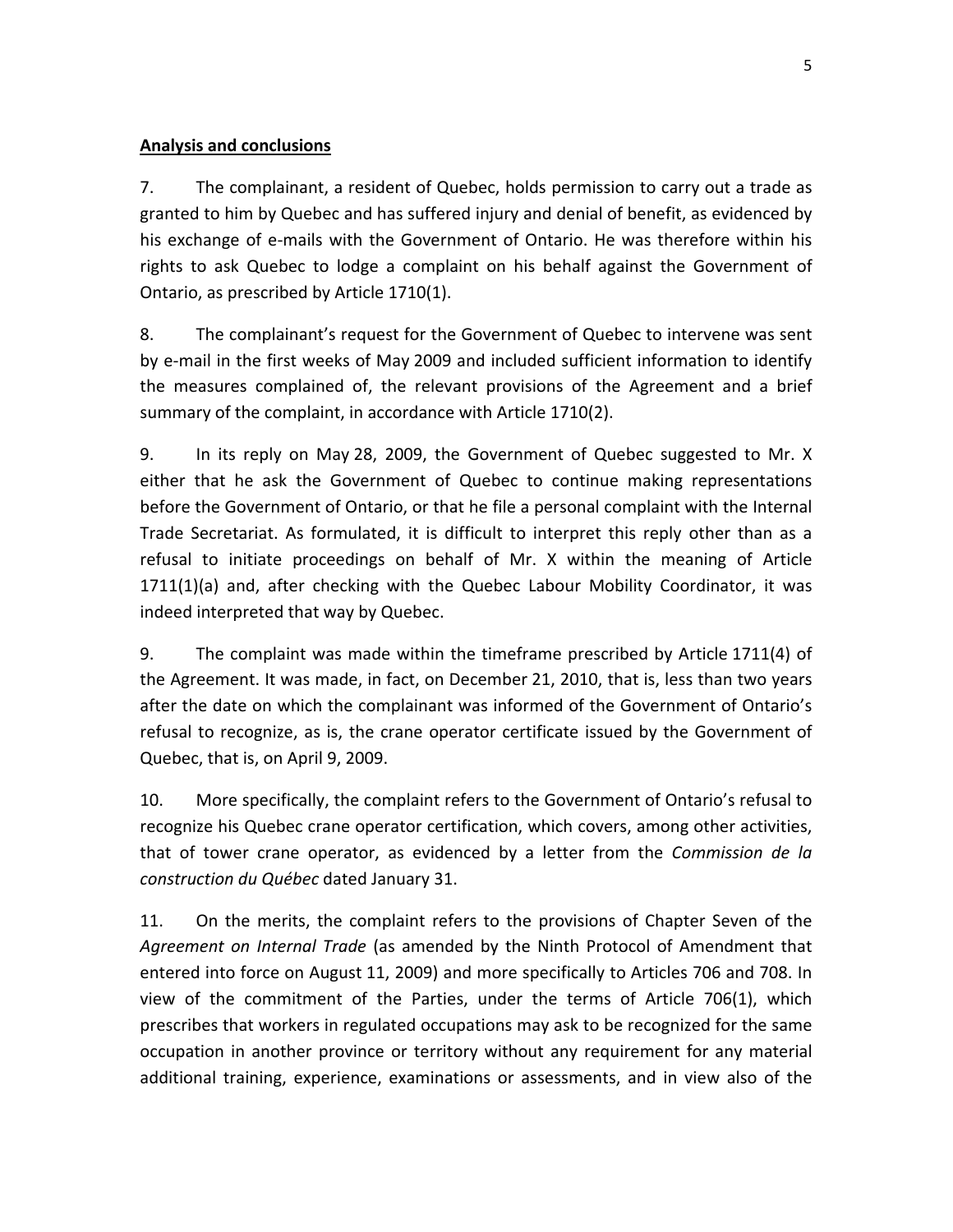## Analysis and conclusions

7. The complainant, a resident of Quebec, holds permission to carry out a trade as granted to him by Quebec and has suffered injury and denial of benefit, as evidenced by his exchange of e-mails with the Government of Ontario. He was therefore within his rights to ask Quebec to lodge a complaint on his behalf against the Government of Ontario, as prescribed by Article 1710(1).

8. The complainant's request for the Government of Quebec to intervene was sent by e-mail in the first weeks of May 2009 and included sufficient information to identify the measures complained of, the relevant provisions of the Agreement and a brief summary of the complaint, in accordance with Article 1710(2).

9. In its reply on May 28, 2009, the Government of Quebec suggested to Mr. X either that he ask the Government of Quebec to continue making representations before the Government of Ontario, or that he file a personal complaint with the Internal Trade Secretariat. As formulated, it is difficult to interpret this reply other than as a refusal to initiate proceedings on behalf of Mr. X within the meaning of Article 1711(1)(a) and, after checking with the Quebec Labour Mobility Coordinator, it was indeed interpreted that way by Quebec.

9. The complaint was made within the timeframe prescribed by Article 1711(4) of the Agreement. It was made, in fact, on December 21, 2010, that is, less than two years after the date on which the complainant was informed of the Government of Ontario's refusal to recognize, as is, the crane operator certificate issued by the Government of Quebec, that is, on April 9, 2009.

10. More specifically, the complaint refers to the Government of Ontario's refusal to recognize his Quebec crane operator certification, which covers, among other activities, that of tower crane operator, as evidenced by a letter from the *Commission de la construction du Québec* dated January 31.

11. On the merits, the complaint refers to the provisions of Chapter Seven of the *Agreement on Internal Trade* (as amended by the Ninth Protocol of Amendment that entered into force on August 11, 2009) and more specifically to Articles 706 and 708. In view of the commitment of the Parties, under the terms of Article 706(1), which prescribes that workers in regulated occupations may ask to be recognized for the same occupation in another province or territory without any requirement for any material additional training, experience, examinations or assessments, and in view also of the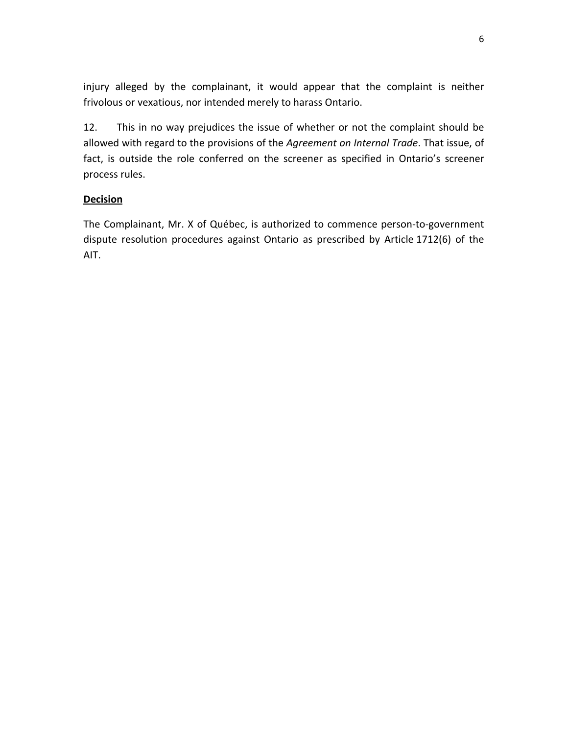injury alleged by the complainant, it would appear that the complaint is neither frivolous or vexatious, nor intended merely to harass Ontario.

12. This in no way prejudices the issue of whether or not the complaint should be allowed with regard to the provisions of the *Agreement on Internal Trade*. That issue, of fact, is outside the role conferred on the screener as specified in Ontario's screener process rules.

**Decision**

The Complainant, Mr. X of Québec, is authorized to commence person-to-government dispute resolution procedures against Ontario as prescribed by Article 1712(6) of the AIT.